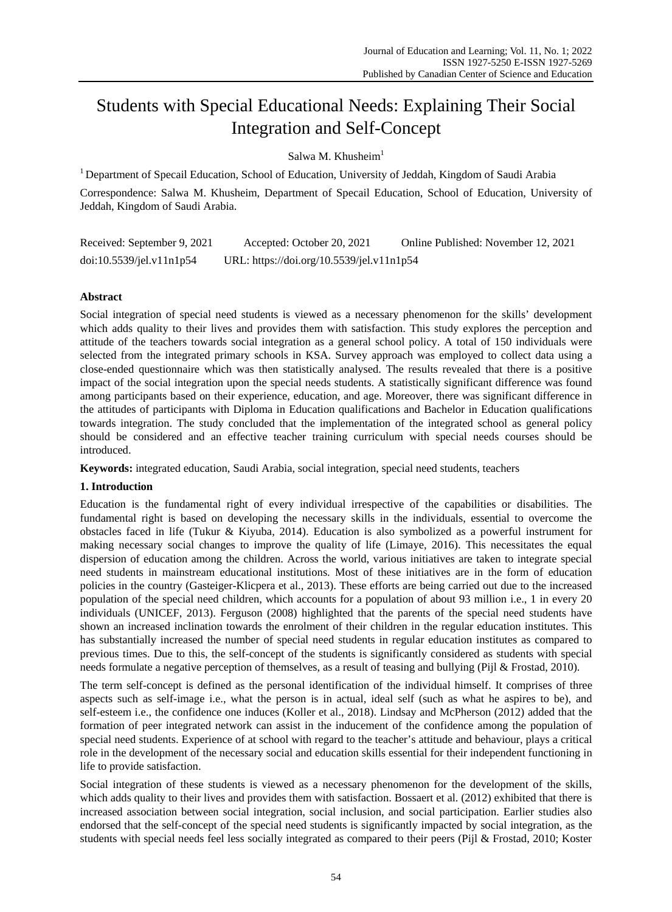# Students with Special Educational Needs: Explaining Their Social Integration and Self-Concept

Salwa M. Khusheim[1]

[1] Department of Specail Education, School of Education, University of Jeddah, Kingdom of Saudi Arabia

Correspondence: Salwa M. Khusheim, Department of Specail Education, School of Education, University of Jeddah, Kingdom of Saudi Arabia.

Received: September 9, 2021 Accepted: October 20, 2021 Online Published: November 12, 2021

doi:10.5539/jel.v11n1p54 URL: https://doi.org/10.5539/jel.v11n1p54

## Abstract

Social integration of special need students is viewed as a necessary phenomenon for the skills' development which adds quality to their lives and provides them with satisfaction. This study explores the perception and attitude of the teachers towards social integration as a general school policy. A total of 150 individuals were selected from the integrated primary schools in KSA. Survey approach was employed to collect data using a close-ended questionnaire which was then statistically analysed. The results revealed that there is a positive impact of the social integration upon the special needs students. A statistically significant difference was found among participants based on their experience, education, and age. Moreover, there was significant difference in the attitudes of participants with Diploma in Education qualifications and Bachelor in Education qualifications towards integration. The study concluded that the implementation of the integrated school as general policy should be considered and an effective teacher training curriculum with special needs courses should be introduced.

**Keywords:** integrated education, Saudi Arabia, social integration, special need students, teachers

## 1. Introduction

Education is the fundamental right of every individual irrespective of the capabilities or disabilities. The fundamental right is based on developing the necessary skills in the individuals, essential to overcome the obstacles faced in life (Tukur & Kiyuba, 2014). Education is also symbolized as a powerful instrument for making necessary social changes to improve the quality of life (Limaye, 2016). This necessitates the equal dispersion of education among the children. Across the world, various initiatives are taken to integrate special need students in mainstream educational institutions. Most of these initiatives are in the form of education policies in the country (Gasteiger-Klicpera et al., 2013). These efforts are being carried out due to the increased population of the special need children, which accounts for a population of about 93 million i.e., 1 in every 20 individuals (UNICEF, 2013). Ferguson (2008) highlighted that the parents of the special need students have shown an increased inclination towards the enrolment of their children in the regular education institutes. This has substantially increased the number of special need students in regular education institutes as compared to previous times. Due to this, the self-concept of the students is significantly considered as students with special needs formulate a negative perception of themselves, as a result of teasing and bullying (Pijl & Frostad, 2010).

The term self-concept is defined as the personal identification of the individual himself. It comprises of three aspects such as self-image i.e., what the person is in actual, ideal self (such as what he aspires to be), and self-esteem i.e., the confidence one induces (Koller et al., 2018). Lindsay and McPherson (2012) added that the formation of peer integrated network can assist in the inducement of the confidence among the population of special need students. Experience of at school with regard to the teacher's attitude and behaviour, plays a critical role in the development of the necessary social and education skills essential for their independent functioning in life to provide satisfaction.

Social integration of these students is viewed as a necessary phenomenon for the development of the skills, which adds quality to their lives and provides them with satisfaction. Bossaert et al. (2012) exhibited that there is increased association between social integration, social inclusion, and social participation. Earlier studies also endorsed that the self-concept of the special need students is significantly impacted by social integration, as the students with special needs feel less socially integrated as compared to their peers (Pijl & Frostad, 2010; Koster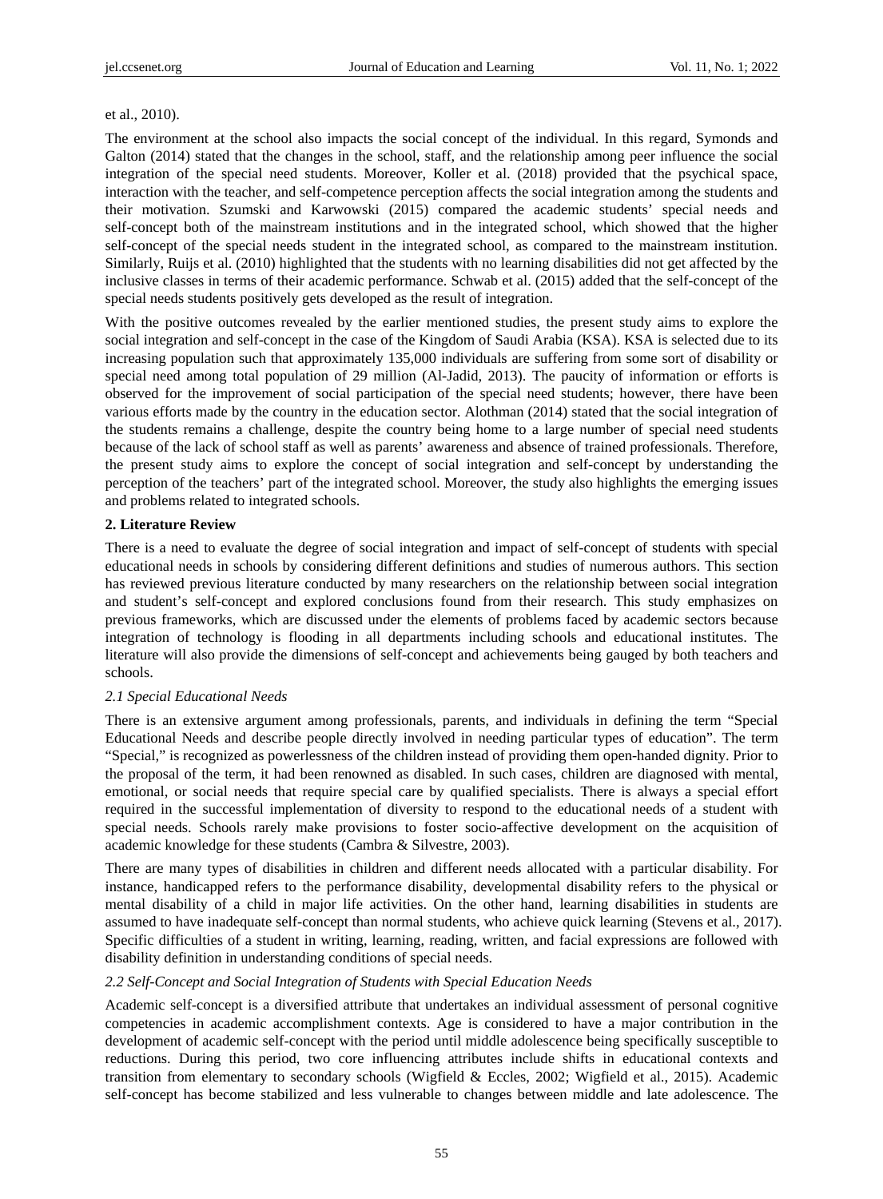et al., 2010).

The environment at the school also impacts the social concept of the individual. In this regard, Symonds and Galton (2014) stated that the changes in the school, staff, and the relationship among peer influence the social integration of the special need students. Moreover, Koller et al. (2018) provided that the psychical space, interaction with the teacher, and self-competence perception affects the social integration among the students and their motivation. Szumski and Karwowski (2015) compared the academic students' special needs and self-concept both of the mainstream institutions and in the integrated school, which showed that the higher self-concept of the special needs student in the integrated school, as compared to the mainstream institution. Similarly, Ruijs et al. (2010) highlighted that the students with no learning disabilities did not get affected by the inclusive classes in terms of their academic performance. Schwab et al. (2015) added that the self-concept of the special needs students positively gets developed as the result of integration.

With the positive outcomes revealed by the earlier mentioned studies, the present study aims to explore the social integration and self-concept in the case of the Kingdom of Saudi Arabia (KSA). KSA is selected due to its increasing population such that approximately 135,000 individuals are suffering from some sort of disability or special need among total population of 29 million (Al-Jadid, 2013). The paucity of information or efforts is observed for the improvement of social participation of the special need students; however, there have been various efforts made by the country in the education sector. Alothman (2014) stated that the social integration of the students remains a challenge, despite the country being home to a large number of special need students because of the lack of school staff as well as parents' awareness and absence of trained professionals. Therefore, the present study aims to explore the concept of social integration and self-concept by understanding the perception of the teachers' part of the integrated school. Moreover, the study also highlights the emerging issues and problems related to integrated schools.

## 2. Literature Review

There is a need to evaluate the degree of social integration and impact of self-concept of students with special educational needs in schools by considering different definitions and studies of numerous authors. This section has reviewed previous literature conducted by many researchers on the relationship between social integration and student's self-concept and explored conclusions found from their research. This study emphasizes on previous frameworks, which are discussed under the elements of problems faced by academic sectors because integration of technology is flooding in all departments including schools and educational institutes. The literature will also provide the dimensions of self-concept and achievements being gauged by both teachers and schools.

### *2.1 Special Educational Needs*

There is an extensive argument among professionals, parents, and individuals in defining the term "Special Educational Needs and describe people directly involved in needing particular types of education". The term "Special," is recognized as powerlessness of the children instead of providing them open-handed dignity. Prior to the proposal of the term, it had been renowned as disabled. In such cases, children are diagnosed with mental, emotional, or social needs that require special care by qualified specialists. There is always a special effort required in the successful implementation of diversity to respond to the educational needs of a student with special needs. Schools rarely make provisions to foster socio-affective development on the acquisition of academic knowledge for these students (Cambra & Silvestre, 2003).

There are many types of disabilities in children and different needs allocated with a particular disability. For instance, handicapped refers to the performance disability, developmental disability refers to the physical or mental disability of a child in major life activities. On the other hand, learning disabilities in students are assumed to have inadequate self-concept than normal students, who achieve quick learning (Stevens et al., 2017). Specific difficulties of a student in writing, learning, reading, written, and facial expressions are followed with disability definition in understanding conditions of special needs.

### *2.2 Self-Concept and Social Integration of Students with Special Education Needs*

Academic self-concept is a diversified attribute that undertakes an individual assessment of personal cognitive competencies in academic accomplishment contexts. Age is considered to have a major contribution in the development of academic self-concept with the period until middle adolescence being specifically susceptible to reductions. During this period, two core influencing attributes include shifts in educational contexts and transition from elementary to secondary schools (Wigfield & Eccles, 2002; Wigfield et al., 2015). Academic self-concept has become stabilized and less vulnerable to changes between middle and late adolescence. The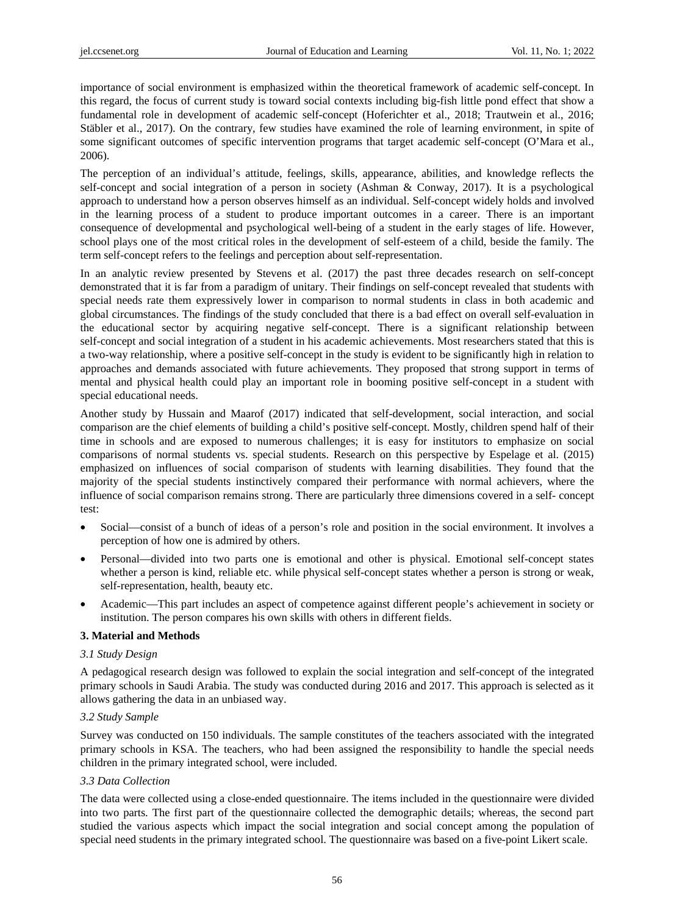importance of social environment is emphasized within the theoretical framework of academic self-concept. In this regard, the focus of current study is toward social contexts including big-fish little pond effect that show a fundamental role in development of academic self-concept (Hoferichter et al., 2018; Trautwein et al., 2016; Stäbler et al., 2017). On the contrary, few studies have examined the role of learning environment, in spite of some significant outcomes of specific intervention programs that target academic self-concept (O'Mara et al., 2006).

The perception of an individual's attitude, feelings, skills, appearance, abilities, and knowledge reflects the self-concept and social integration of a person in society (Ashman & Conway, 2017). It is a psychological approach to understand how a person observes himself as an individual. Self-concept widely holds and involved in the learning process of a student to produce important outcomes in a career. There is an important consequence of developmental and psychological well-being of a student in the early stages of life. However, school plays one of the most critical roles in the development of self-esteem of a child, beside the family. The term self-concept refers to the feelings and perception about self-representation.

In an analytic review presented by Stevens et al. (2017) the past three decades research on self-concept demonstrated that it is far from a paradigm of unitary. Their findings on self-concept revealed that students with special needs rate them expressively lower in comparison to normal students in class in both academic and global circumstances. The findings of the study concluded that there is a bad effect on overall self-evaluation in the educational sector by acquiring negative self-concept. There is a significant relationship between self-concept and social integration of a student in his academic achievements. Most researchers stated that this is a two-way relationship, where a positive self-concept in the study is evident to be significantly high in relation to approaches and demands associated with future achievements. They proposed that strong support in terms of mental and physical health could play an important role in booming positive self-concept in a student with special educational needs.

Another study by Hussain and Maarof (2017) indicated that self-development, social interaction, and social comparison are the chief elements of building a child's positive self-concept. Mostly, children spend half of their time in schools and are exposed to numerous challenges; it is easy for institutors to emphasize on social comparisons of normal students vs. special students. Research on this perspective by Espelage et al. (2015) emphasized on influences of social comparison of students with learning disabilities. They found that the majority of the special students instinctively compared their performance with normal achievers, where the influence of social comparison remains strong. There are particularly three dimensions covered in a self- concept test:

- Social—consist of a bunch of ideas of a person's role and position in the social environment. It involves a perception of how one is admired by others.
- Personal—divided into two parts one is emotional and other is physical. Emotional self-concept states whether a person is kind, reliable etc. while physical self-concept states whether a person is strong or weak, self-representation, health, beauty etc.
- Academic—This part includes an aspect of competence against different people's achievement in society or institution. The person compares his own skills with others in different fields.

## 3. Material and Methods

### *3.1 Study Design*

A pedagogical research design was followed to explain the social integration and self-concept of the integrated primary schools in Saudi Arabia. The study was conducted during 2016 and 2017. This approach is selected as it allows gathering the data in an unbiased way.

### *3.2 Study Sample*

Survey was conducted on 150 individuals. The sample constitutes of the teachers associated with the integrated primary schools in KSA. The teachers, who had been assigned the responsibility to handle the special needs children in the primary integrated school, were included.

### *3.3 Data Collection*

The data were collected using a close-ended questionnaire. The items included in the questionnaire were divided into two parts. The first part of the questionnaire collected the demographic details; whereas, the second part studied the various aspects which impact the social integration and social concept among the population of special need students in the primary integrated school. The questionnaire was based on a five-point Likert scale.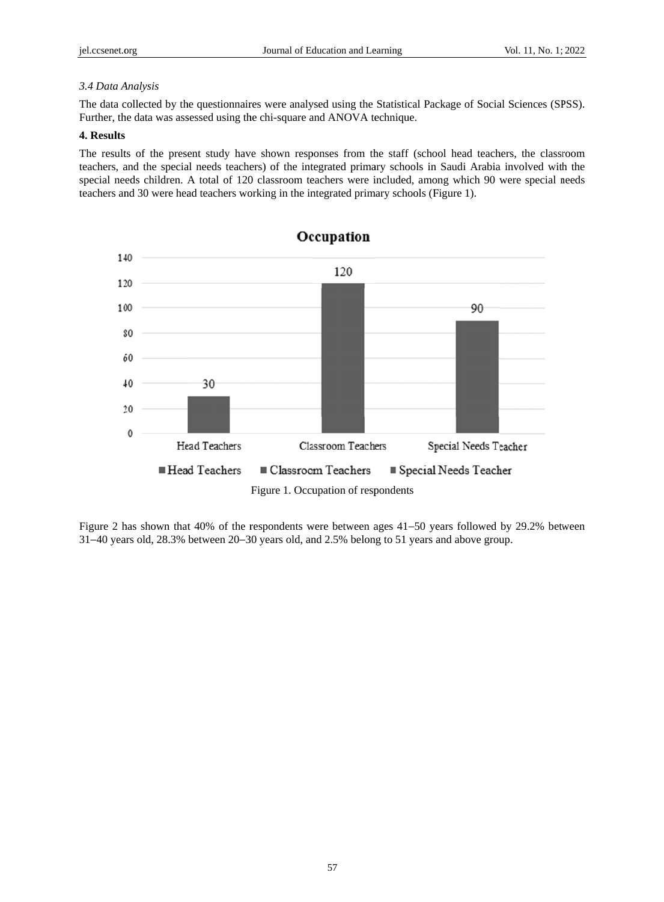### 3.4 Data Analysis

The data collected by the questionnaires were analysed using the Statistical Package of Social Sciences (SPSS). Further, the data was assessed using the chi-square and ANOVA technique.

## 4. Results

The results of the present study have shown responses from the staff (school head teachers, the classroom teachers, and the special needs teachers) of the integrated primary schools in Saudi Arabia involved with the special needs children. A total of 120 classroom teachers were included, among which 90 were special needs teachers and 30 were head teachers working in the integrated primary schools (Figure 1).

Figure 1. Occupation of respondents

Figure 2 has shown that 40% of the respondents were between ages 41–50 years followed by 29.2% between 31–40 years old, 28.3% between 20–30 years old, and 2.5% belong to 51 years and above group.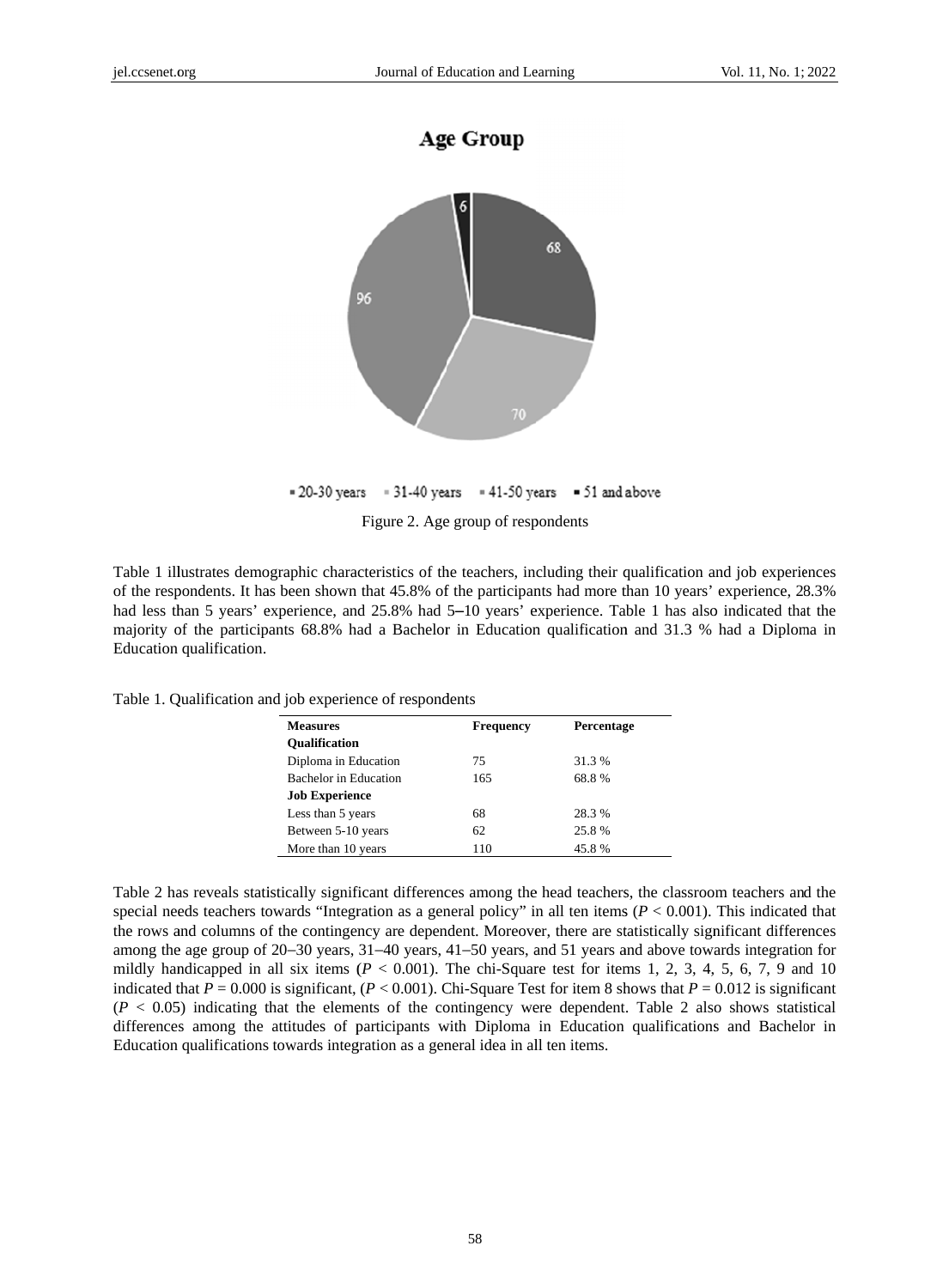Age Group

68, 70, 96, 6

▪ 20-30 years ▪ 31-40 years ▪ 41-50 years ▪ 51 and above

Figure 2. Age group of respondents

Table 1 illustrates demographic characteristics of the teachers, including their qualification and job experiences of the respondents. It has been shown that 45.8% of the participants had more than 10 years' experience, 28.3% had less than 5 years' experience, and 25.8% had 5–10 years' experience. Table 1 has also indicated that the majority of the participants 68.8% had a Bachelor in Education qualification and 31.3 % had a Diploma in Education qualification.

Table 1. Qualification and job experience of respondents

| Measures | Frequency | Percentage |
|---|---|---|
| **Qualification** | | |
| Diploma in Education | 75 | 31.3 % |
| Bachelor in Education | 165 | 68.8 % |
| **Job Experience** | | |
| Less than 5 years | 68 | 28.3 % |
| Between 5-10 years | 62 | 25.8 % |
| More than 10 years | 110 | 45.8 % |

Table 2 has reveals statistically significant differences among the head teachers, the classroom teachers and the special needs teachers towards "Integration as a general policy" in all ten items ($P < 0.001$). This indicated that the rows and columns of the contingency are dependent. Moreover, there are statistically significant differences among the age group of 20–30 years, 31–40 years, 41–50 years, and 51 years and above towards integration for mildly handicapped in all six items ($P < 0.001$). The chi-Square test for items 1, 2, 3, 4, 5, 6, 7, 9 and 10 indicated that $P = 0.000$ is significant, ($P < 0.001$). Chi-Square Test for item 8 shows that $P = 0.012$ is significant ($P < 0.05$) indicating that the elements of the contingency were dependent. Table 2 also shows statistical differences among the attitudes of participants with Diploma in Education qualifications and Bachelor in Education qualifications towards integration as a general idea in all ten items.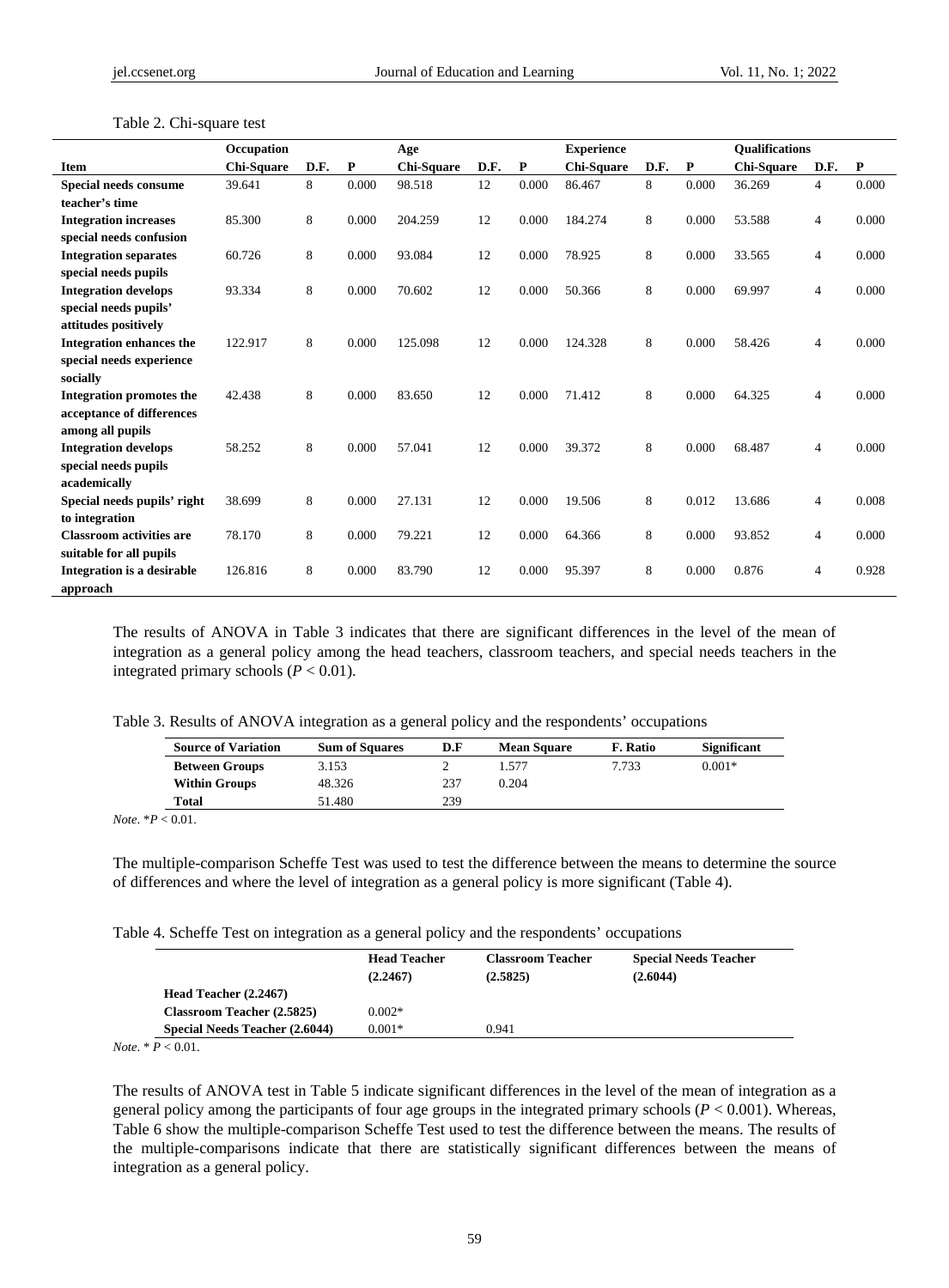Table 2. Chi-square test

| Item | Occupation Chi-Square | D.F. | P | Age Chi-Square | D.F. | P | Experience Chi-Square | D.F. | P | Qualifications Chi-Square | D.F. | P |
|---|---|---|---|---|---|---|---|---|---|---|---|---|
| **Special needs consume teacher's time** | 39.641 | 8 | 0.000 | 98.518 | 12 | 0.000 | 86.467 | 8 | 0.000 | 36.269 | 4 | 0.000 |
| **Integration increases special needs confusion** | 85.300 | 8 | 0.000 | 204.259 | 12 | 0.000 | 184.274 | 8 | 0.000 | 53.588 | 4 | 0.000 |
| **Integration separates special needs pupils** | 60.726 | 8 | 0.000 | 93.084 | 12 | 0.000 | 78.925 | 8 | 0.000 | 33.565 | 4 | 0.000 |
| **Integration develops special needs pupils' attitudes positively** | 93.334 | 8 | 0.000 | 70.602 | 12 | 0.000 | 50.366 | 8 | 0.000 | 69.997 | 4 | 0.000 |
| **Integration enhances the special needs experience socially** | 122.917 | 8 | 0.000 | 125.098 | 12 | 0.000 | 124.328 | 8 | 0.000 | 58.426 | 4 | 0.000 |
| **Integration promotes the acceptance of differences among all pupils** | 42.438 | 8 | 0.000 | 83.650 | 12 | 0.000 | 71.412 | 8 | 0.000 | 64.325 | 4 | 0.000 |
| **Integration develops special needs pupils academically** | 58.252 | 8 | 0.000 | 57.041 | 12 | 0.000 | 39.372 | 8 | 0.000 | 68.487 | 4 | 0.000 |
| **Special needs pupils' right to integration** | 38.699 | 8 | 0.000 | 27.131 | 12 | 0.000 | 19.506 | 8 | 0.012 | 13.686 | 4 | 0.008 |
| **Classroom activities are suitable for all pupils** | 78.170 | 8 | 0.000 | 79.221 | 12 | 0.000 | 64.366 | 8 | 0.000 | 93.852 | 4 | 0.000 |
| **Integration is a desirable approach** | 126.816 | 8 | 0.000 | 83.790 | 12 | 0.000 | 95.397 | 8 | 0.000 | 0.876 | 4 | 0.928 |

The results of ANOVA in Table 3 indicates that there are significant differences in the level of the mean of integration as a general policy among the head teachers, classroom teachers, and special needs teachers in the integrated primary schools ($P < 0.01$).

Table 3. Results of ANOVA integration as a general policy and the respondents' occupations

| Source of Variation | Sum of Squares | D.F | Mean Square | F. Ratio | Significant |
|---|---|---|---|---|---|
| **Between Groups** | 3.153 | 2 | 1.577 | 7.733 | 0.001* |
| **Within Groups** | 48.326 | 237 | 0.204 | | |
| **Total** | 51.480 | 239 | | | |

*Note*. *$P < 0.01$.

The multiple-comparison Scheffe Test was used to test the difference between the means to determine the source of differences and where the level of integration as a general policy is more significant (Table 4).

Table 4. Scheffe Test on integration as a general policy and the respondents' occupations

| | Head Teacher (2.2467) | Classroom Teacher (2.5825) | Special Needs Teacher (2.6044) |
|---|---|---|---|
| **Head Teacher (2.2467)** | | | |
| **Classroom Teacher (2.5825)** | 0.002* | | |
| **Special Needs Teacher (2.6044)** | 0.001* | 0.941 | |

*Note*. * $P < 0.01$.

The results of ANOVA test in Table 5 indicate significant differences in the level of the mean of integration as a general policy among the participants of four age groups in the integrated primary schools ($P < 0.001$). Whereas, Table 6 show the multiple-comparison Scheffe Test used to test the difference between the means. The results of the multiple-comparisons indicate that there are statistically significant differences between the means of integration as a general policy.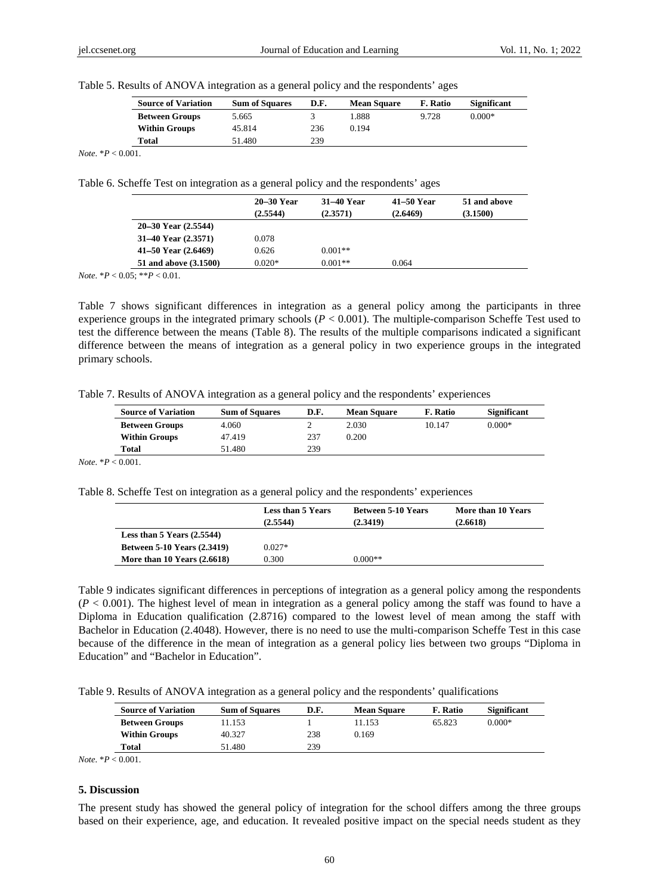Table 5. Results of ANOVA integration as a general policy and the respondents' ages

| Source of Variation | Sum of Squares | D.F. | Mean Square | F. Ratio | Significant |
|---|---|---|---|---|---|
| **Between Groups** | 5.665 | 3 | 1.888 | 9.728 | 0.000* |
| **Within Groups** | 45.814 | 236 | 0.194 | | |
| **Total** | 51.480 | 239 | | | |

*Note*. $*P < 0.001$.

Table 6. Scheffe Test on integration as a general policy and the respondents' ages

| | 20–30 Year (2.5544) | 31–40 Year (2.3571) | 41–50 Year (2.6469) | 51 and above (3.1500) |
|---|---|---|---|---|
| **20–30 Year (2.5544)** | | | | |
| **31–40 Year (2.3571)** | 0.078 | | | |
| **41–50 Year (2.6469)** | 0.626 | 0.001** | | |
| **51 and above (3.1500)** | 0.020* | 0.001** | 0.064 | |

*Note*. $*P < 0.05$; $**P < 0.01$.

Table 7 shows significant differences in integration as a general policy among the participants in three experience groups in the integrated primary schools ($P < 0.001$). The multiple-comparison Scheffe Test used to test the difference between the means (Table 8). The results of the multiple comparisons indicated a significant difference between the means of integration as a general policy in two experience groups in the integrated primary schools.

Table 7. Results of ANOVA integration as a general policy and the respondents' experiences

| Source of Variation | Sum of Squares | D.F. | Mean Square | F. Ratio | Significant |
|---|---|---|---|---|---|
| **Between Groups** | 4.060 | 2 | 2.030 | 10.147 | 0.000* |
| **Within Groups** | 47.419 | 237 | 0.200 | | |
| **Total** | 51.480 | 239 | | | |

*Note*. $*P < 0.001$.

Table 8. Scheffe Test on integration as a general policy and the respondents' experiences

| | Less than 5 Years (2.5544) | Between 5-10 Years (2.3419) | More than 10 Years (2.6618) |
|---|---|---|---|
| **Less than 5 Years (2.5544)** | | | |
| **Between 5-10 Years (2.3419)** | 0.027* | | |
| **More than 10 Years (2.6618)** | 0.300 | 0.000** | |

Table 9 indicates significant differences in perceptions of integration as a general policy among the respondents ($P < 0.001$). The highest level of mean in integration as a general policy among the staff was found to have a Diploma in Education qualification (2.8716) compared to the lowest level of mean among the staff with Bachelor in Education (2.4048). However, there is no need to use the multi-comparison Scheffe Test in this case because of the difference in the mean of integration as a general policy lies between two groups "Diploma in Education" and "Bachelor in Education".

Table 9. Results of ANOVA integration as a general policy and the respondents' qualifications

| Source of Variation | Sum of Squares | D.F. | Mean Square | F. Ratio | Significant |
|---|---|---|---|---|---|
| **Between Groups** | 11.153 | 1 | 11.153 | 65.823 | 0.000* |
| **Within Groups** | 40.327 | 238 | 0.169 | | |
| **Total** | 51.480 | 239 | | | |

*Note*. $*P < 0.001$.

## 5. Discussion

The present study has showed the general policy of integration for the school differs among the three groups based on their experience, age, and education. It revealed positive impact on the special needs student as they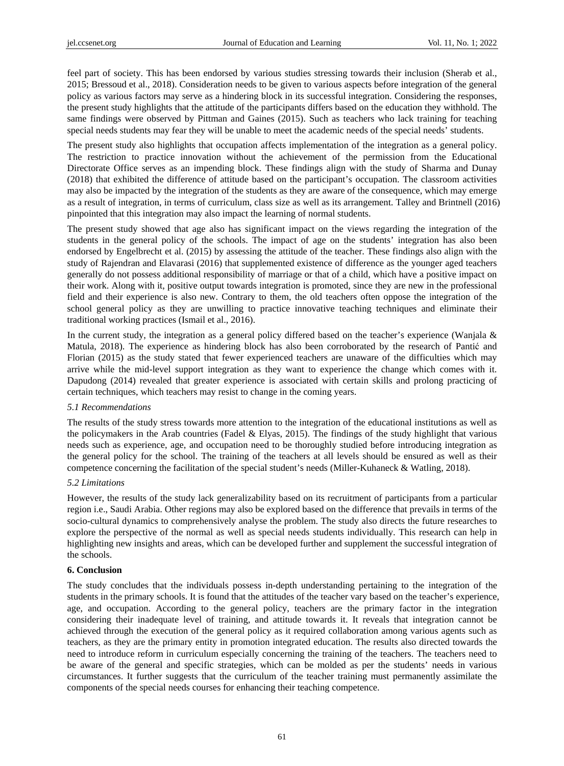feel part of society. This has been endorsed by various studies stressing towards their inclusion (Sherab et al., 2015; Bressoud et al., 2018). Consideration needs to be given to various aspects before integration of the general policy as various factors may serve as a hindering block in its successful integration. Considering the responses, the present study highlights that the attitude of the participants differs based on the education they withhold. The same findings were observed by Pittman and Gaines (2015). Such as teachers who lack training for teaching special needs students may fear they will be unable to meet the academic needs of the special needs' students.

The present study also highlights that occupation affects implementation of the integration as a general policy. The restriction to practice innovation without the achievement of the permission from the Educational Directorate Office serves as an impending block. These findings align with the study of Sharma and Dunay (2018) that exhibited the difference of attitude based on the participant's occupation. The classroom activities may also be impacted by the integration of the students as they are aware of the consequence, which may emerge as a result of integration, in terms of curriculum, class size as well as its arrangement. Talley and Brintnell (2016) pinpointed that this integration may also impact the learning of normal students.

The present study showed that age also has significant impact on the views regarding the integration of the students in the general policy of the schools. The impact of age on the students' integration has also been endorsed by Engelbrecht et al. (2015) by assessing the attitude of the teacher. These findings also align with the study of Rajendran and Elavarasi (2016) that supplemented existence of difference as the younger aged teachers generally do not possess additional responsibility of marriage or that of a child, which have a positive impact on their work. Along with it, positive output towards integration is promoted, since they are new in the professional field and their experience is also new. Contrary to them, the old teachers often oppose the integration of the school general policy as they are unwilling to practice innovative teaching techniques and eliminate their traditional working practices (Ismail et al., 2016).

In the current study, the integration as a general policy differed based on the teacher's experience (Wanjala & Matula, 2018). The experience as hindering block has also been corroborated by the research of Pantić and Florian (2015) as the study stated that fewer experienced teachers are unaware of the difficulties which may arrive while the mid-level support integration as they want to experience the change which comes with it. Dapudong (2014) revealed that greater experience is associated with certain skills and prolong practicing of certain techniques, which teachers may resist to change in the coming years.

### *5.1 Recommendations*

The results of the study stress towards more attention to the integration of the educational institutions as well as the policymakers in the Arab countries (Fadel & Elyas, 2015). The findings of the study highlight that various needs such as experience, age, and occupation need to be thoroughly studied before introducing integration as the general policy for the school. The training of the teachers at all levels should be ensured as well as their competence concerning the facilitation of the special student's needs (Miller-Kuhaneck & Watling, 2018).

### *5.2 Limitations*

However, the results of the study lack generalizability based on its recruitment of participants from a particular region i.e., Saudi Arabia. Other regions may also be explored based on the difference that prevails in terms of the socio-cultural dynamics to comprehensively analyse the problem. The study also directs the future researches to explore the perspective of the normal as well as special needs students individually. This research can help in highlighting new insights and areas, which can be developed further and supplement the successful integration of the schools.

## 6. Conclusion

The study concludes that the individuals possess in-depth understanding pertaining to the integration of the students in the primary schools. It is found that the attitudes of the teacher vary based on the teacher's experience, age, and occupation. According to the general policy, teachers are the primary factor in the integration considering their inadequate level of training, and attitude towards it. It reveals that integration cannot be achieved through the execution of the general policy as it required collaboration among various agents such as teachers, as they are the primary entity in promotion integrated education. The results also directed towards the need to introduce reform in curriculum especially concerning the training of the teachers. The teachers need to be aware of the general and specific strategies, which can be molded as per the students' needs in various circumstances. It further suggests that the curriculum of the teacher training must permanently assimilate the components of the special needs courses for enhancing their teaching competence.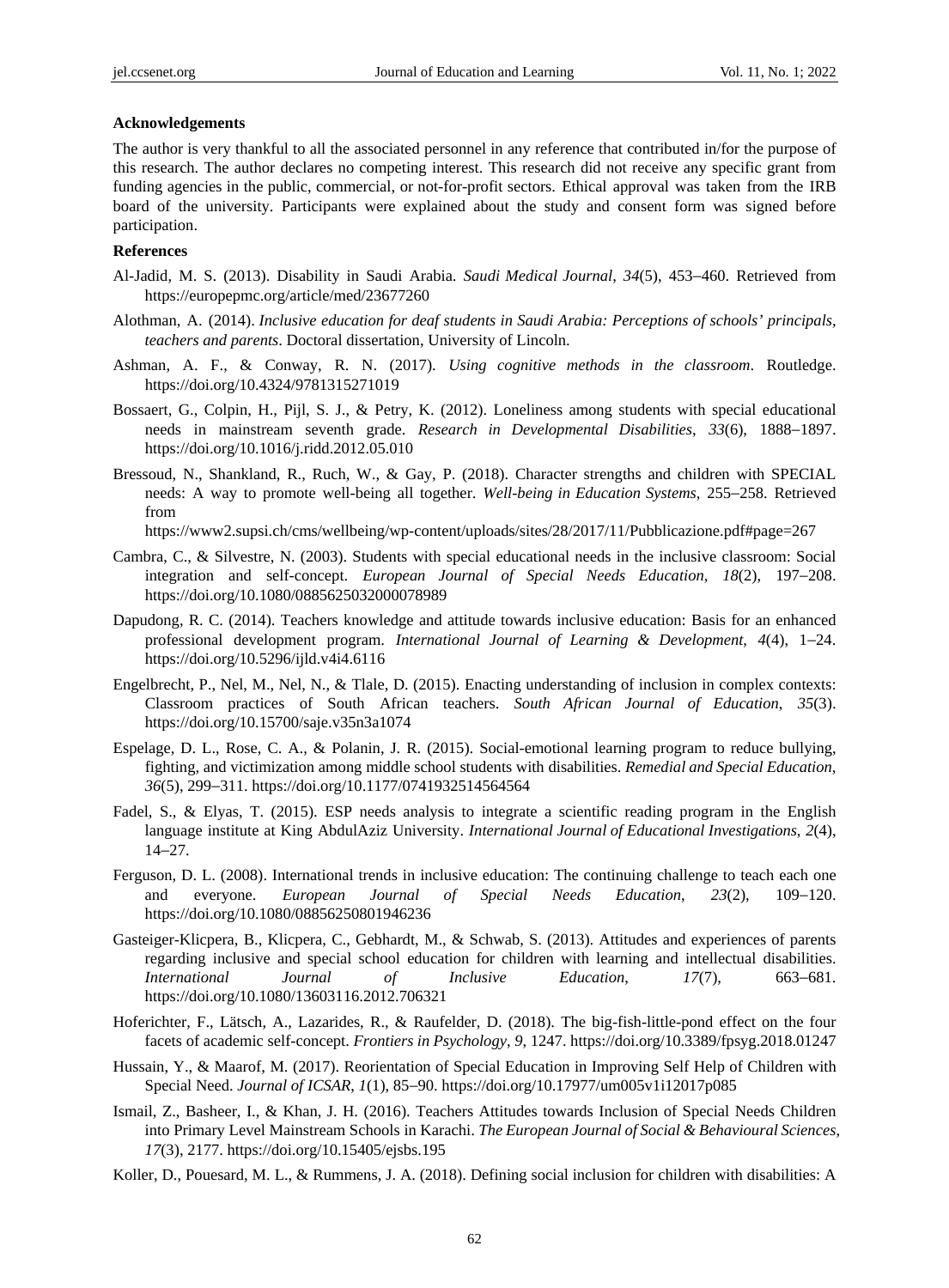**Acknowledgements**

The author is very thankful to all the associated personnel in any reference that contributed in/for the purpose of this research. The author declares no competing interest. This research did not receive any specific grant from funding agencies in the public, commercial, or not-for-profit sectors. Ethical approval was taken from the IRB board of the university. Participants were explained about the study and consent form was signed before participation.

**References**

Al-Jadid, M. S. (2013). Disability in Saudi Arabia. *Saudi Medical Journal*, *34*(5), 453–460. Retrieved from https://europepmc.org/article/med/23677260

Alothman, A. (2014). *Inclusive education for deaf students in Saudi Arabia: Perceptions of schools' principals, teachers and parents*. Doctoral dissertation, University of Lincoln.

Ashman, A. F., & Conway, R. N. (2017). *Using cognitive methods in the classroom*. Routledge. https://doi.org/10.4324/9781315271019

Bossaert, G., Colpin, H., Pijl, S. J., & Petry, K. (2012). Loneliness among students with special educational needs in mainstream seventh grade. *Research in Developmental Disabilities*, *33*(6), 1888–1897. https://doi.org/10.1016/j.ridd.2012.05.010

Bressoud, N., Shankland, R., Ruch, W., & Gay, P. (2018). Character strengths and children with SPECIAL needs: A way to promote well-being all together. *Well-being in Education Systems*, 255–258. Retrieved from https://www2.supsi.ch/cms/wellbeing/wp-content/uploads/sites/28/2017/11/Pubblicazione.pdf#page=267

Cambra, C., & Silvestre, N. (2003). Students with special educational needs in the inclusive classroom: Social integration and self-concept. *European Journal of Special Needs Education*, *18*(2), 197–208. https://doi.org/10.1080/0885625032000078989

Dapudong, R. C. (2014). Teachers knowledge and attitude towards inclusive education: Basis for an enhanced professional development program. *International Journal of Learning & Development*, *4*(4), 1–24. https://doi.org/10.5296/ijld.v4i4.6116

Engelbrecht, P., Nel, M., Nel, N., & Tlale, D. (2015). Enacting understanding of inclusion in complex contexts: Classroom practices of South African teachers. *South African Journal of Education*, *35*(3). https://doi.org/10.15700/saje.v35n3a1074

Espelage, D. L., Rose, C. A., & Polanin, J. R. (2015). Social-emotional learning program to reduce bullying, fighting, and victimization among middle school students with disabilities. *Remedial and Special Education*, *36*(5), 299–311. https://doi.org/10.1177/0741932514564564

Fadel, S., & Elyas, T. (2015). ESP needs analysis to integrate a scientific reading program in the English language institute at King AbdulAziz University. *International Journal of Educational Investigations*, *2*(4), 14–27.

Ferguson, D. L. (2008). International trends in inclusive education: The continuing challenge to teach each one and everyone. *European Journal of Special Needs Education*, *23*(2), 109–120. https://doi.org/10.1080/08856250801946236

Gasteiger-Klicpera, B., Klicpera, C., Gebhardt, M., & Schwab, S. (2013). Attitudes and experiences of parents regarding inclusive and special school education for children with learning and intellectual disabilities. *International Journal of Inclusive Education*, *17*(7), 663–681. https://doi.org/10.1080/13603116.2012.706321

Hoferichter, F., Lätsch, A., Lazarides, R., & Raufelder, D. (2018). The big-fish-little-pond effect on the four facets of academic self-concept. *Frontiers in Psychology*, *9*, 1247. https://doi.org/10.3389/fpsyg.2018.01247

Hussain, Y., & Maarof, M. (2017). Reorientation of Special Education in Improving Self Help of Children with Special Need. *Journal of ICSAR*, *1*(1), 85–90. https://doi.org/10.17977/um005v1i12017p085

Ismail, Z., Basheer, I., & Khan, J. H. (2016). Teachers Attitudes towards Inclusion of Special Needs Children into Primary Level Mainstream Schools in Karachi. *The European Journal of Social & Behavioural Sciences*, *17*(3), 2177. https://doi.org/10.15405/ejsbs.195

Koller, D., Pouesard, M. L., & Rummens, J. A. (2018). Defining social inclusion for children with disabilities: A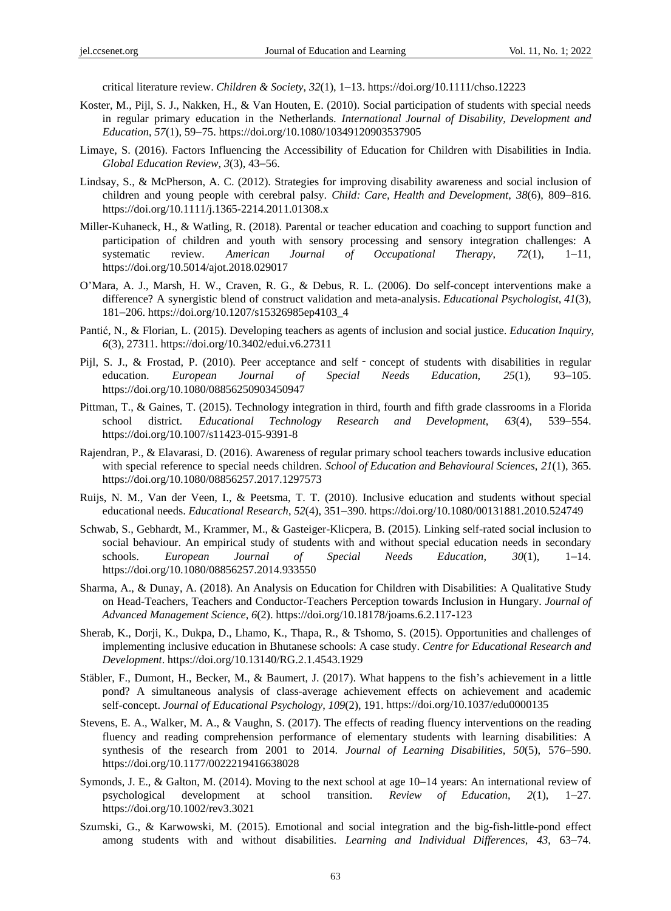critical literature review. *Children & Society*, *32*(1), 1–13. https://doi.org/10.1111/chso.12223

Koster, M., Pijl, S. J., Nakken, H., & Van Houten, E. (2010). Social participation of students with special needs in regular primary education in the Netherlands. *International Journal of Disability, Development and Education*, *57*(1), 59–75. https://doi.org/10.1080/10349120903537905

Limaye, S. (2016). Factors Influencing the Accessibility of Education for Children with Disabilities in India. *Global Education Review*, *3*(3), 43–56.

Lindsay, S., & McPherson, A. C. (2012). Strategies for improving disability awareness and social inclusion of children and young people with cerebral palsy. *Child: Care, Health and Development*, *38*(6), 809–816. https://doi.org/10.1111/j.1365-2214.2011.01308.x

Miller-Kuhaneck, H., & Watling, R. (2018). Parental or teacher education and coaching to support function and participation of children and youth with sensory processing and sensory integration challenges: A systematic review. *American Journal of Occupational Therapy*, *72*(1), 1–11, https://doi.org/10.5014/ajot.2018.029017

O'Mara, A. J., Marsh, H. W., Craven, R. G., & Debus, R. L. (2006). Do self-concept interventions make a difference? A synergistic blend of construct validation and meta-analysis. *Educational Psychologist*, *41*(3), 181–206. https://doi.org/10.1207/s15326985ep4103_4

Pantić, N., & Florian, L. (2015). Developing teachers as agents of inclusion and social justice. *Education Inquiry*, *6*(3), 27311. https://doi.org/10.3402/edui.v6.27311

Pijl, S. J., & Frostad, P. (2010). Peer acceptance and self‐concept of students with disabilities in regular education. *European Journal of Special Needs Education*, *25*(1), 93–105. https://doi.org/10.1080/08856250903450947

Pittman, T., & Gaines, T. (2015). Technology integration in third, fourth and fifth grade classrooms in a Florida school district. *Educational Technology Research and Development*, *63*(4), 539–554. https://doi.org/10.1007/s11423-015-9391-8

Rajendran, P., & Elavarasi, D. (2016). Awareness of regular primary school teachers towards inclusive education with special reference to special needs children. *School of Education and Behavioural Sciences*, *21*(1), 365. https://doi.org/10.1080/08856257.2017.1297573

Ruijs, N. M., Van der Veen, I., & Peetsma, T. T. (2010). Inclusive education and students without special educational needs. *Educational Research*, *52*(4), 351–390. https://doi.org/10.1080/00131881.2010.524749

Schwab, S., Gebhardt, M., Krammer, M., & Gasteiger-Klicpera, B. (2015). Linking self-rated social inclusion to social behaviour. An empirical study of students with and without special education needs in secondary schools. *European Journal of Special Needs Education*, *30*(1), 1–14. https://doi.org/10.1080/08856257.2014.933550

Sharma, A., & Dunay, A. (2018). An Analysis on Education for Children with Disabilities: A Qualitative Study on Head-Teachers, Teachers and Conductor-Teachers Perception towards Inclusion in Hungary. *Journal of Advanced Management Science*, *6*(2). https://doi.org/10.18178/joams.6.2.117-123

Sherab, K., Dorji, K., Dukpa, D., Lhamo, K., Thapa, R., & Tshomo, S. (2015). Opportunities and challenges of implementing inclusive education in Bhutanese schools: A case study. *Centre for Educational Research and Development*. https://doi.org/10.13140/RG.2.1.4543.1929

Stäbler, F., Dumont, H., Becker, M., & Baumert, J. (2017). What happens to the fish's achievement in a little pond? A simultaneous analysis of class-average achievement effects on achievement and academic self-concept. *Journal of Educational Psychology*, *109*(2), 191. https://doi.org/10.1037/edu0000135

Stevens, E. A., Walker, M. A., & Vaughn, S. (2017). The effects of reading fluency interventions on the reading fluency and reading comprehension performance of elementary students with learning disabilities: A synthesis of the research from 2001 to 2014. *Journal of Learning Disabilities*, *50*(5), 576–590. https://doi.org/10.1177/0022219416638028

Symonds, J. E., & Galton, M. (2014). Moving to the next school at age 10–14 years: An international review of psychological development at school transition. *Review of Education*, *2*(1), 1–27. https://doi.org/10.1002/rev3.3021

Szumski, G., & Karwowski, M. (2015). Emotional and social integration and the big-fish-little-pond effect among students with and without disabilities. *Learning and Individual Differences*, *43*, 63–74.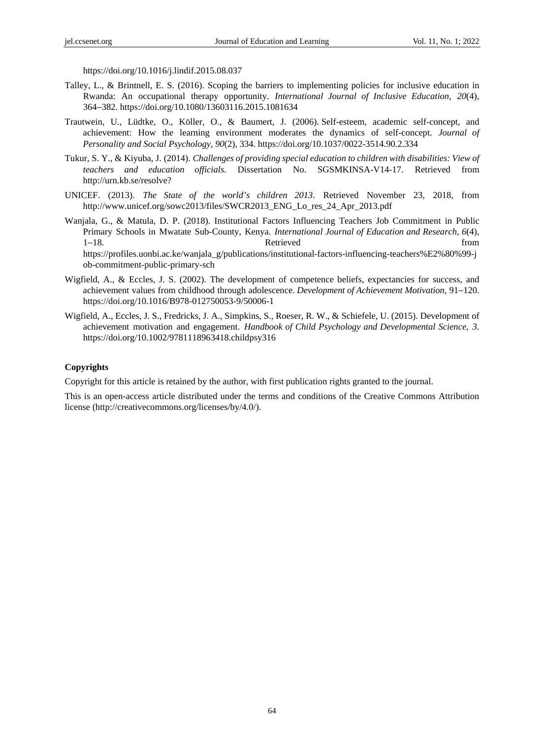https://doi.org/10.1016/j.lindif.2015.08.037

Talley, L., & Brintnell, E. S. (2016). Scoping the barriers to implementing policies for inclusive education in Rwanda: An occupational therapy opportunity. *International Journal of Inclusive Education*, *20*(4), 364–382. https://doi.org/10.1080/13603116.2015.1081634

Trautwein, U., Lüdtke, O., Köller, O., & Baumert, J. (2006). Self-esteem, academic self-concept, and achievement: How the learning environment moderates the dynamics of self-concept. *Journal of Personality and Social Psychology*, *90*(2), 334. https://doi.org/10.1037/0022-3514.90.2.334

Tukur, S. Y., & Kiyuba, J. (2014). *Challenges of providing special education to children with disabilities: View of teachers and education officials*. Dissertation No. SGSMKINSA-V14-17. Retrieved from http://urn.kb.se/resolve?

UNICEF. (2013). *The State of the world's children 2013*. Retrieved November 23, 2018, from http://www.unicef.org/sowc2013/files/SWCR2013_ENG_Lo_res_24_Apr_2013.pdf

Wanjala, G., & Matula, D. P. (2018). Institutional Factors Influencing Teachers Job Commitment in Public Primary Schools in Mwatate Sub-County, Kenya. *International Journal of Education and Research*, *6*(4), 1–18. Retrieved from https://profiles.uonbi.ac.ke/wanjala_g/publications/institutional-factors-influencing-teachers%E2%80%99-job-commitment-public-primary-sch

Wigfield, A., & Eccles, J. S. (2002). The development of competence beliefs, expectancies for success, and achievement values from childhood through adolescence. *Development of Achievement Motivation*, 91–120. https://doi.org/10.1016/B978-012750053-9/50006-1

Wigfield, A., Eccles, J. S., Fredricks, J. A., Simpkins, S., Roeser, R. W., & Schiefele, U. (2015). Development of achievement motivation and engagement. *Handbook of Child Psychology and Developmental Science*, *3*. https://doi.org/10.1002/9781118963418.childpsy316

**Copyrights**

Copyright for this article is retained by the author, with first publication rights granted to the journal.

This is an open-access article distributed under the terms and conditions of the Creative Commons Attribution license (http://creativecommons.org/licenses/by/4.0/).